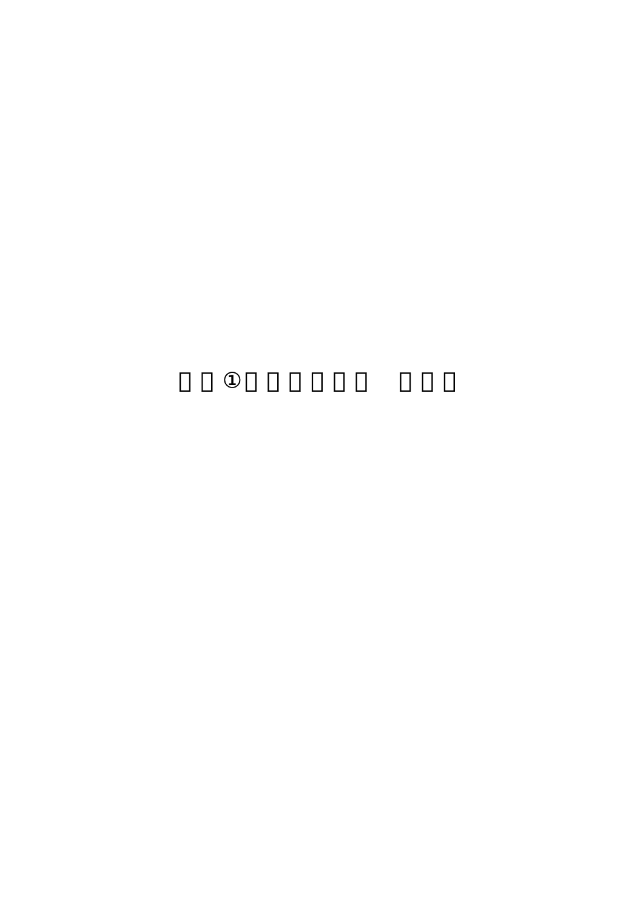①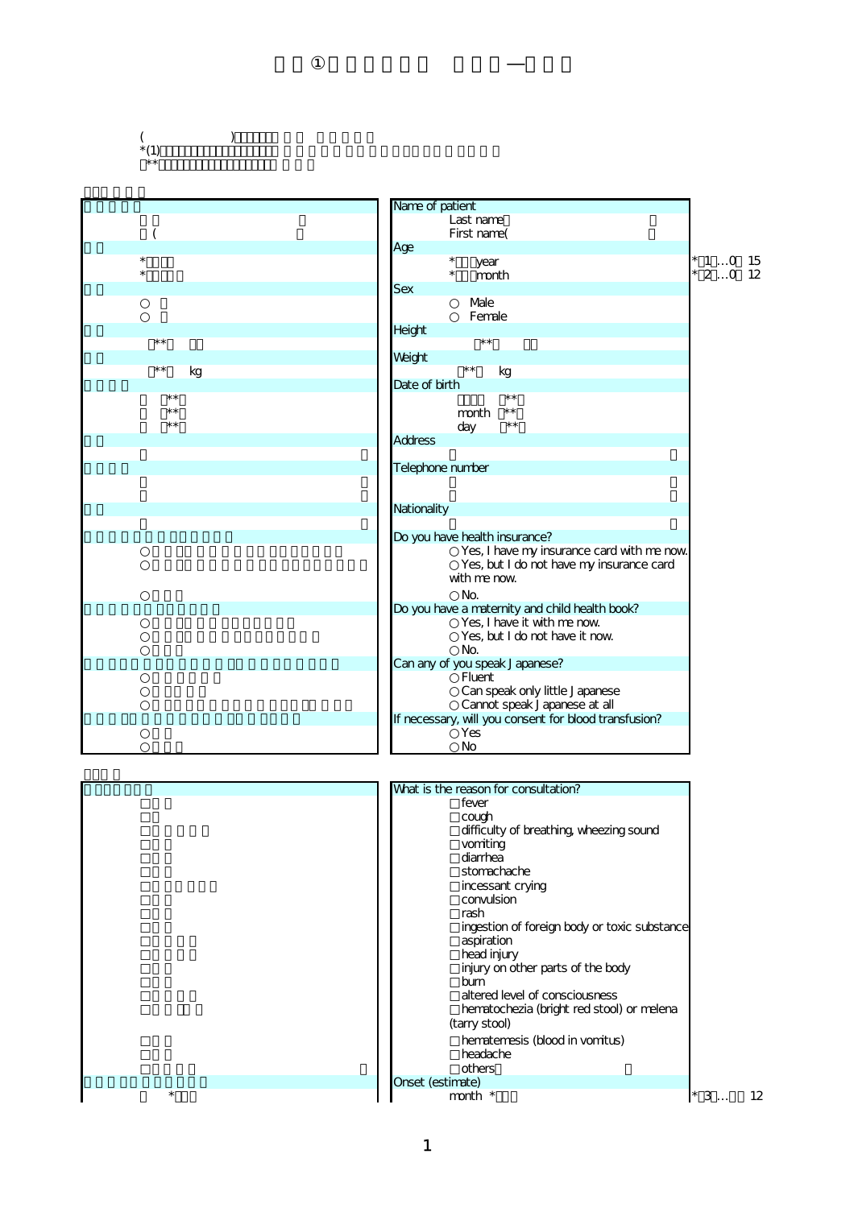①

*(1)

**

| Name of patient | |
|---|---|
| Last name（ | ） |
| First name( | ） |
| **Age** | |
| * year | *1…0 15 |
| * month | *2…0 12 |
| **Sex** | |
| ○ Male | |
| ○ Female | |
| **Height** | |
| ** | |
| **Weight** | |
| ** kg | |
| **Date of birth** | |
| ** | |
| month ** | |
| day ** | |
| **Address** | |
| （ | ） |
| **Telephone number** | |
| （ | ） |
| （ | ） |
| **Nationality** | |
| （ | ） |
| **Do you have health insurance?** | |
| ○Yes, I have my insurance card with me now. | |
| ○Yes, but I do not have my insurance card with me now. | |
| ○No. | |
| **Do you have a maternity and child health book?** | |
| ○Yes, I have it with me now. | |
| ○Yes, but I do not have it now. | |
| ○No. | |
| **Can any of you speak Japanese?** | |
| ○Fluent | |
| ○Can speak only little Japanese | |
| ○Cannot speak Japanese at all | |
| **If necessary, will you consent for blood transfusion?** | |
| ○Yes | |
| ○No | |

| What is the reason for consultation? | |
|---|---|
| □fever | |
| □cough | |
| □difficulty of breathing, wheezing sound | |
| □vomiting | |
| □diarrhea | |
| □stomachache | |
| □incessant crying | |
| □convulsion | |
| □rash | |
| □ingestion of foreign body or toxic substance | |
| □aspiration | |
| □head injury | |
| □injury on other parts of the body | |
| □burn | |
| □altered level of consciousness | |
| □hematochezia (bright red stool) or melena (tarry stool) | |
| □hematemesis (blood in vomitus) | |
| □headache | |
| □others（ | ） |
| **Onset (estimate)** | |
| month * | *3… 12 |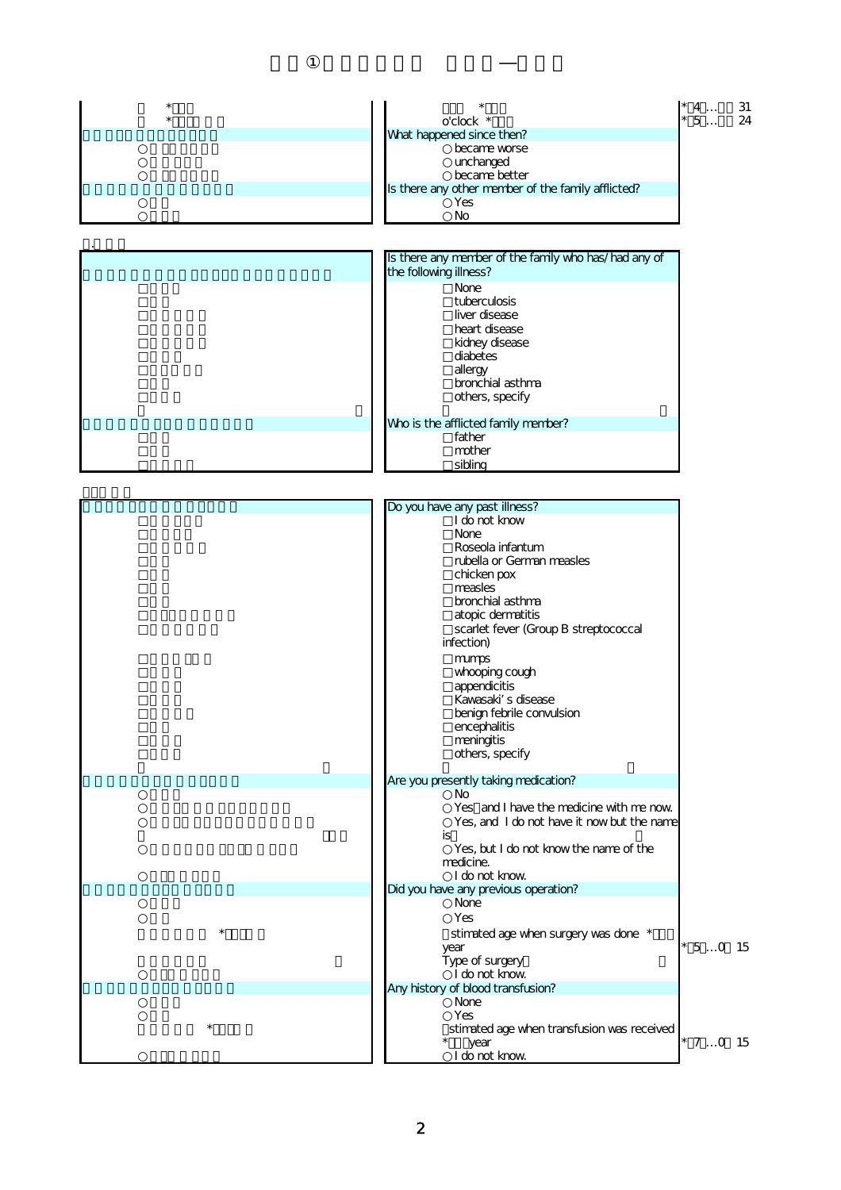*4…31
*5…24

o'clock *

**What happened since then?**

- ○ became worse
- ○ unchanged
- ○ became better

**Is there any other member of the family afflicted?**

- ○ Yes
- ○ No

**Is there any member of the family who has/had any of the following illness?**

- □ None
- □ tuberculosis
- □ liver disease
- □ heart disease
- □ kidney disease
- □ diabetes
- □ allergy
- □ bronchial asthma
- □ others, specify

**Who is the afflicted family member?**

- □ father
- □ mother
- □ sibling

**Do you have any past illness?**

- □ I do not know
- □ None
- □ Roseola infantum
- □ rubella or German measles
- □ chicken pox
- □ measles
- □ bronchial asthma
- □ atopic dermatitis
- □ scarlet fever (Group B streptococcal infection)
- □ mumps
- □ whooping cough
- □ appendicitis
- □ Kawasaki's disease
- □ benign febrile convulsion
- □ encephalitis
- □ meningitis
- □ others, specify

**Are you presently taking medication?**

- ○ No
- ○ Yes and I have the medicine with me now.
- ○ Yes, and I do not have it now but the name is
- ○ Yes, but I do not know the name of the medicine.
- ○ I do not know.

**Did you have any previous operation?**

- ○ None
- ○ Yes
  - stimated age when surgery was done * year　*5…0 15
  - Type of surgery
- ○ I do not know.

**Any history of blood transfusion?**

- ○ None
- ○ Yes
  - stimated age when transfusion was received * year　*7…0 15
- ○ I do not know.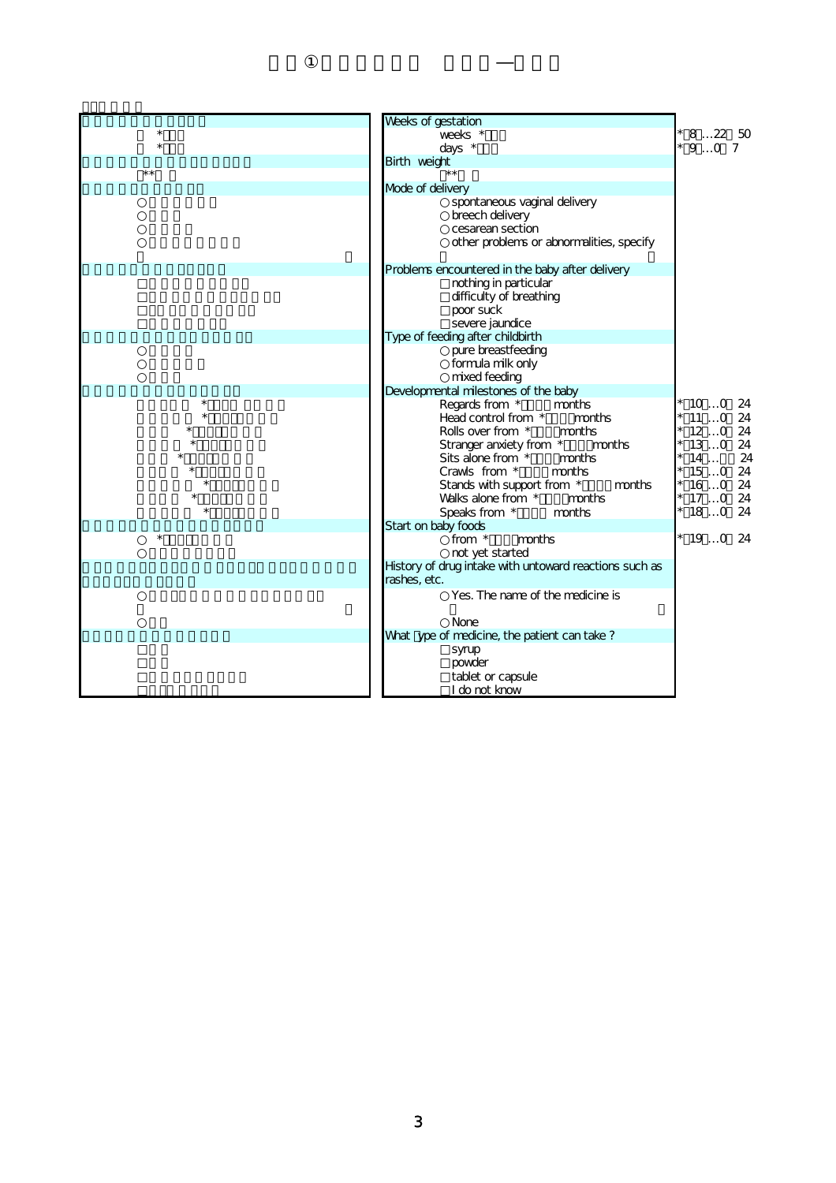Weeks of gestation

weeks *

days *

*8…22 50
*9…0 7

Birth weight

**

Mode of delivery

○ spontaneous vaginal delivery
○ breech delivery
○ cesarean section
○ other problems or abnormalities, specify

Problems encountered in the baby after delivery

□ nothing in particular
□ difficulty of breathing
□ poor suck
□ severe jaundice

Type of feeding after childbirth

○ pure breastfeeding
○ formula milk only
○ mixed feeding

Developmental milestones of the baby

Regards from * months — *10…0 24
Head control from * months — *11…0 24
Rolls over from * months — *12…0 24
Stranger anxiety from * months — *13…0 24
Sits alone from * months — *14… 24
Crawls from * months — *15…0 24
Stands with support from * months — *16…0 24
Walks alone from * months — *17…0 24
Speaks from * months — *18…0 24

Start on baby foods

○ from * months — *19…0 24
○ not yet started

History of drug intake with untoward reactions such as rashes, etc.

○ Yes. The name of the medicine is
○ None

What type of medicine, the patient can take ?

□ syrup
□ powder
□ tablet or capsule
□ I do not know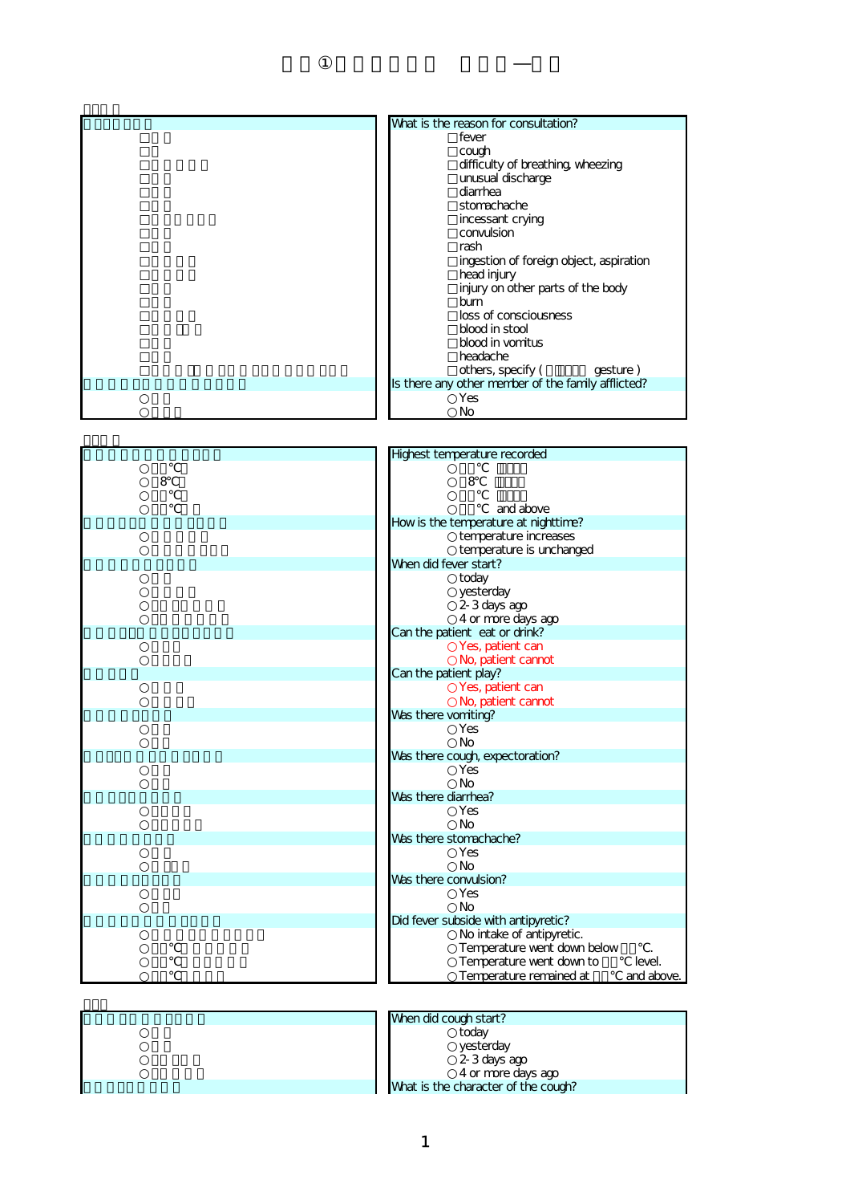What is the reason for consultation?

- □ fever
- □ cough
- □ difficulty of breathing, wheezing
- □ unusual discharge
- □ diarrhea
- □ stomachache
- □ incessant crying
- □ convulsion
- □ rash
- □ ingestion of foreign object, aspiration
- □ head injury
- □ injury on other parts of the body
- □ burn
- □ loss of consciousness
- □ blood in stool
- □ blood in vomitus
- □ headache
- □ others, specify ( gesture )

Is there any other member of the family afflicted?

- ○ Yes
- ○ No

Highest temperature recorded

- ○ ℃
- ○ 8℃
- ○ ℃
- ○ ℃ and above

How is the temperature at nighttime?

- ○ temperature increases
- ○ temperature is unchanged

When did fever start?

- ○ today
- ○ yesterday
- ○ 2-3 days ago
- ○ 4 or more days ago

Can the patient eat or drink?

- ○ Yes, patient can
- ○ No, patient cannot

Can the patient play?

- ○ Yes, patient can
- ○ No, patient cannot

Was there vomiting?

- ○ Yes
- ○ No

Was there cough, expectoration?

- ○ Yes
- ○ No

Was there diarrhea?

- ○ Yes
- ○ No

Was there stomachache?

- ○ Yes
- ○ No

Was there convulsion?

- ○ Yes
- ○ No

Did fever subside with antipyretic?

- ○ No intake of antipyretic.
- ○ Temperature went down below ℃.
- ○ Temperature went down to ℃ level.
- ○ Temperature remained at ℃ and above.

When did cough start?

- ○ today
- ○ yesterday
- ○ 2-3 days ago
- ○ 4 or more days ago

What is the character of the cough?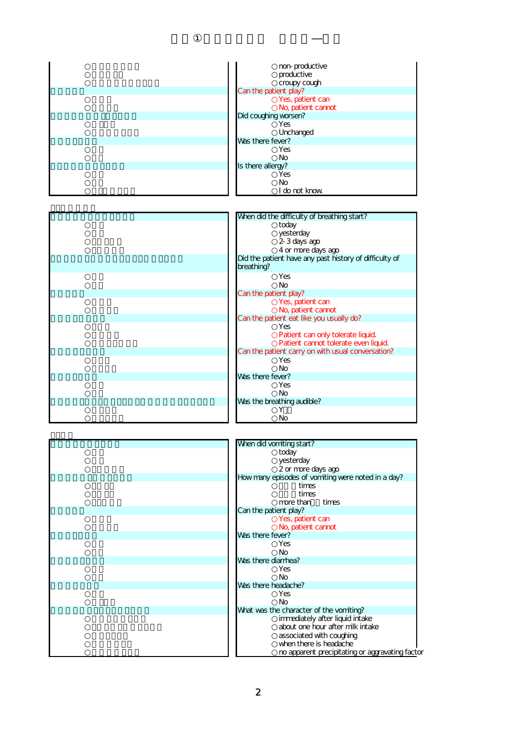| | |
|---|---|
| ○ | ○ non- productive |
| ○ | ○ productive |
| ○ | ○ croupy cough |
| | Can the patient play? |
| ○ | ○ Yes, patient can |
| ○ | ○ No, patient cannot |
| | Did coughing worsen? |
| ○ | ○ Yes |
| ○ | ○ Unchanged |
| | Was there fever? |
| ○ | ○ Yes |
| ○ | ○ No |
| | Is there allergy? |
| ○ | ○ Yes |
| ○ | ○ No |
| ○ | ○ I do not know. |

| | |
|---|---|
| | When did the difficulty of breathing start? |
| ○ | ○ today |
| ○ | ○ yesterday |
| ○ | ○ 2-3 days ago |
| ○ | ○ 4 or more days ago |
| | Did the patient have any past history of difficulty of breathing? |
| ○ | ○ Yes |
| ○ | ○ No |
| | Can the patient play? |
| ○ | ○ Yes, patient can |
| ○ | ○ No, patient cannot |
| | Can the patient eat like you usually do? |
| ○ | ○ Yes |
| ○ | ○ Patient can only tolerate liquid. |
| ○ | ○ Patient cannot tolerate even liquid. |
| | Can the patient carry on with usual conversation? |
| ○ | ○ Yes |
| ○ | ○ No |
| | Was there fever? |
| ○ | ○ Yes |
| ○ | ○ No |
| | Was the breathing audible? |
| ○ | ○ Y |
| ○ | ○ No |

| | |
|---|---|
| | When did vomiting start? |
| ○ | ○ today |
| ○ | ○ yesterday |
| ○ | ○ 2 or more days ago |
| | How many episodes of vomiting were noted in a day? |
| ○ | ○ times |
| ○ | ○ times |
| ○ | ○ more than times |
| | Can the patient play? |
| ○ | ○ Yes, patient can |
| ○ | ○ No, patient cannot |
| | Was there fever? |
| ○ | ○ Yes |
| ○ | ○ No |
| | Was there diarrhea? |
| ○ | ○ Yes |
| ○ | ○ No |
| | Was there headache? |
| ○ | ○ Yes |
| ○ | ○ No |
| | What was the character of the vomiting? |
| ○ | ○ immediately after liquid intake |
| ○ | ○ about one hour after milk intake |
| ○ | ○ associated with coughing |
| ○ | ○ when there is headache |
| ○ | ○ no apparent precipitating or aggravating factor |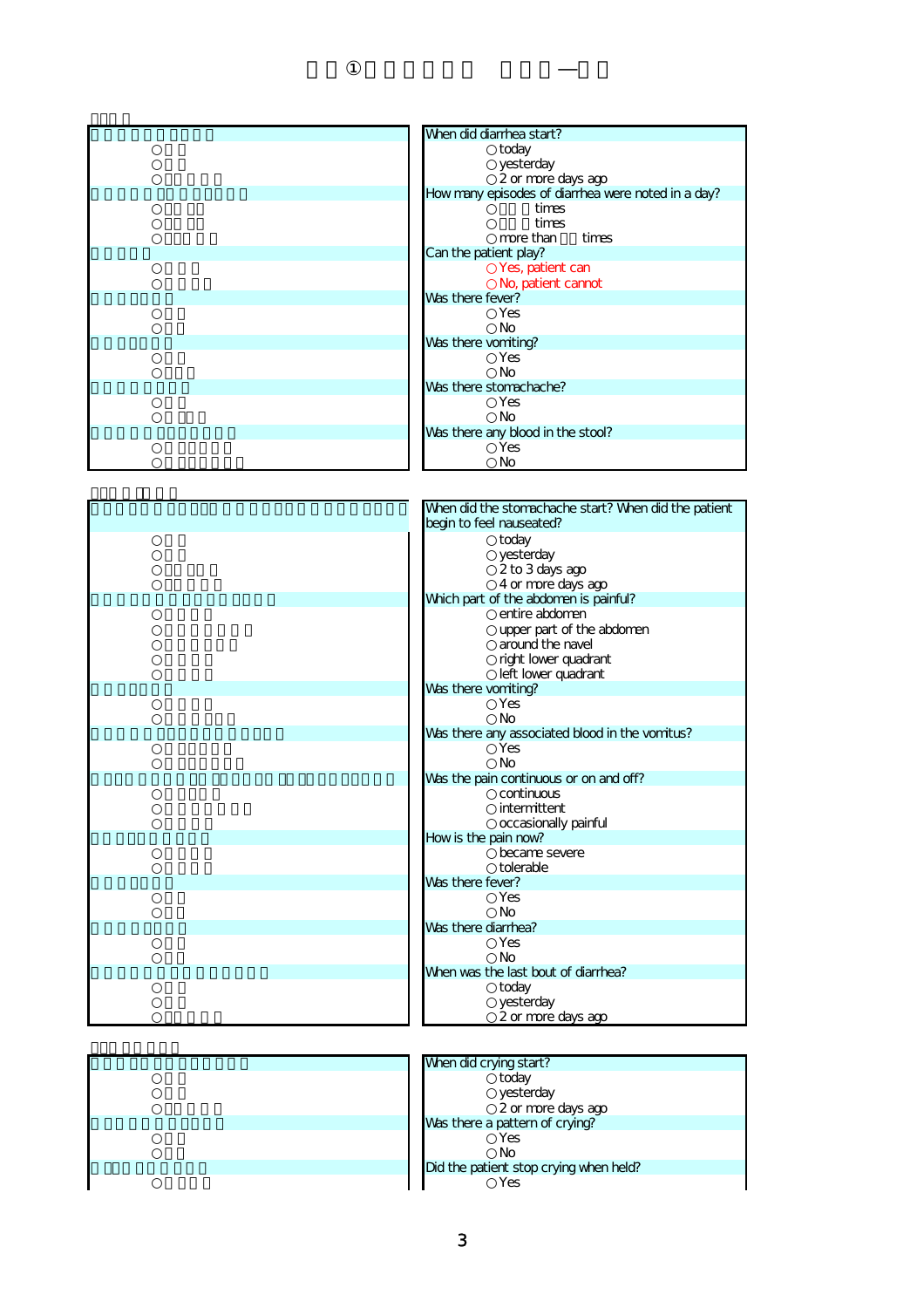When did diarrhea start?

- ○ today
- ○ yesterday
- ○ 2 or more days ago

How many episodes of diarrhea were noted in a day?

- ○ times
- ○ times
- ○ more than times

Can the patient play?

- ○ Yes, patient can
- ○ No, patient cannot

Was there fever?

- ○ Yes
- ○ No

Was there vomiting?

- ○ Yes
- ○ No

Was there stomachache?

- ○ Yes
- ○ No

Was there any blood in the stool?

- ○ Yes
- ○ No

---

When did the stomachache start? When did the patient begin to feel nauseated?

- ○ today
- ○ yesterday
- ○ 2 to 3 days ago
- ○ 4 or more days ago

Which part of the abdomen is painful?

- ○ entire abdomen
- ○ upper part of the abdomen
- ○ around the navel
- ○ right lower quadrant
- ○ left lower quadrant

Was there vomiting?

- ○ Yes
- ○ No

Was there any associated blood in the vomitus?

- ○ Yes
- ○ No

Was the pain continuous or on and off?

- ○ continuous
- ○ intermittent
- ○ occasionally painful

How is the pain now?

- ○ became severe
- ○ tolerable

Was there fever?

- ○ Yes
- ○ No

Was there diarrhea?

- ○ Yes
- ○ No

When was the last bout of diarrhea?

- ○ today
- ○ yesterday
- ○ 2 or more days ago

---

When did crying start?

- ○ today
- ○ yesterday
- ○ 2 or more days ago

Was there a pattern of crying?

- ○ Yes
- ○ No

Did the patient stop crying when held?

- ○ Yes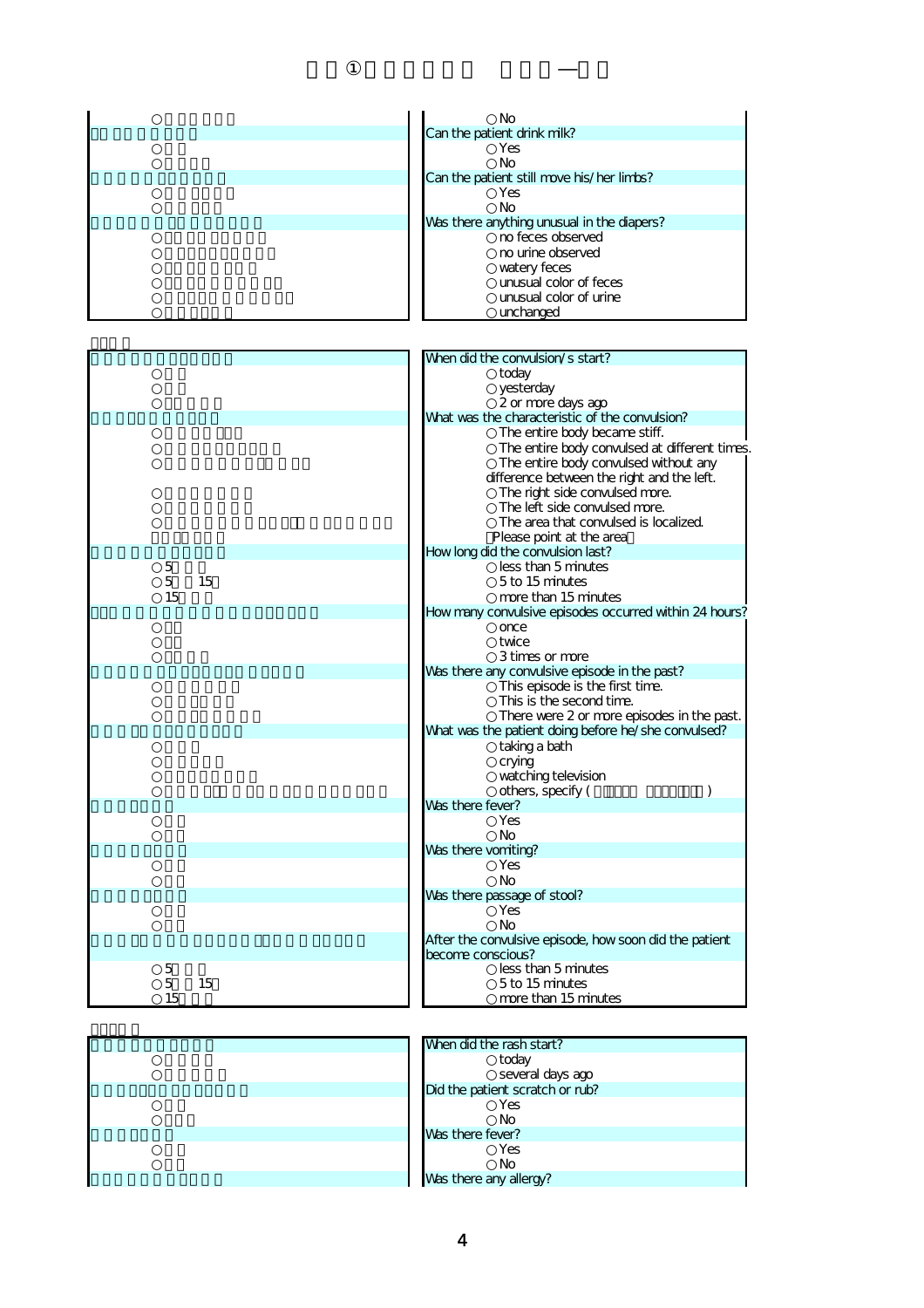○ No

**Can the patient drink milk?**

- ○ Yes
- ○ No

**Can the patient still move his/her limbs?**

- ○ Yes
- ○ No

**Was there anything unusual in the diapers?**

- ○ no feces observed
- ○ no urine observed
- ○ watery feces
- ○ unusual color of feces
- ○ unusual color of urine
- ○ unchanged

---

**When did the convulsion/s start?**

- ○ today
- ○ yesterday
- ○ 2 or more days ago

**What was the characteristic of the convulsion?**

- ○ The entire body became stiff.
- ○ The entire body convulsed at different times.
- ○ The entire body convulsed without any difference between the right and the left.
- ○ The right side convulsed more.
- ○ The left side convulsed more.
- ○ The area that convulsed is localized. (Please point at the area)

**How long did the convulsion last?**

- ○ less than 5 minutes
- ○ 5 to 15 minutes
- ○ more than 15 minutes

**How many convulsive episodes occurred within 24 hours?**

- ○ once
- ○ twice
- ○ 3 times or more

**Was there any convulsive episode in the past?**

- ○ This episode is the first time.
- ○ This is the second time.
- ○ There were 2 or more episodes in the past.

**What was the patient doing before he/she convulsed?**

- ○ taking a bath
- ○ crying
- ○ watching television
- ○ others, specify ( )

**Was there fever?**

- ○ Yes
- ○ No

**Was there vomiting?**

- ○ Yes
- ○ No

**Was there passage of stool?**

- ○ Yes
- ○ No

**After the convulsive episode, how soon did the patient become conscious?**

- ○ less than 5 minutes
- ○ 5 to 15 minutes
- ○ more than 15 minutes

---

**When did the rash start?**

- ○ today
- ○ several days ago

**Did the patient scratch or rub?**

- ○ Yes
- ○ No

**Was there fever?**

- ○ Yes
- ○ No

**Was there any allergy?**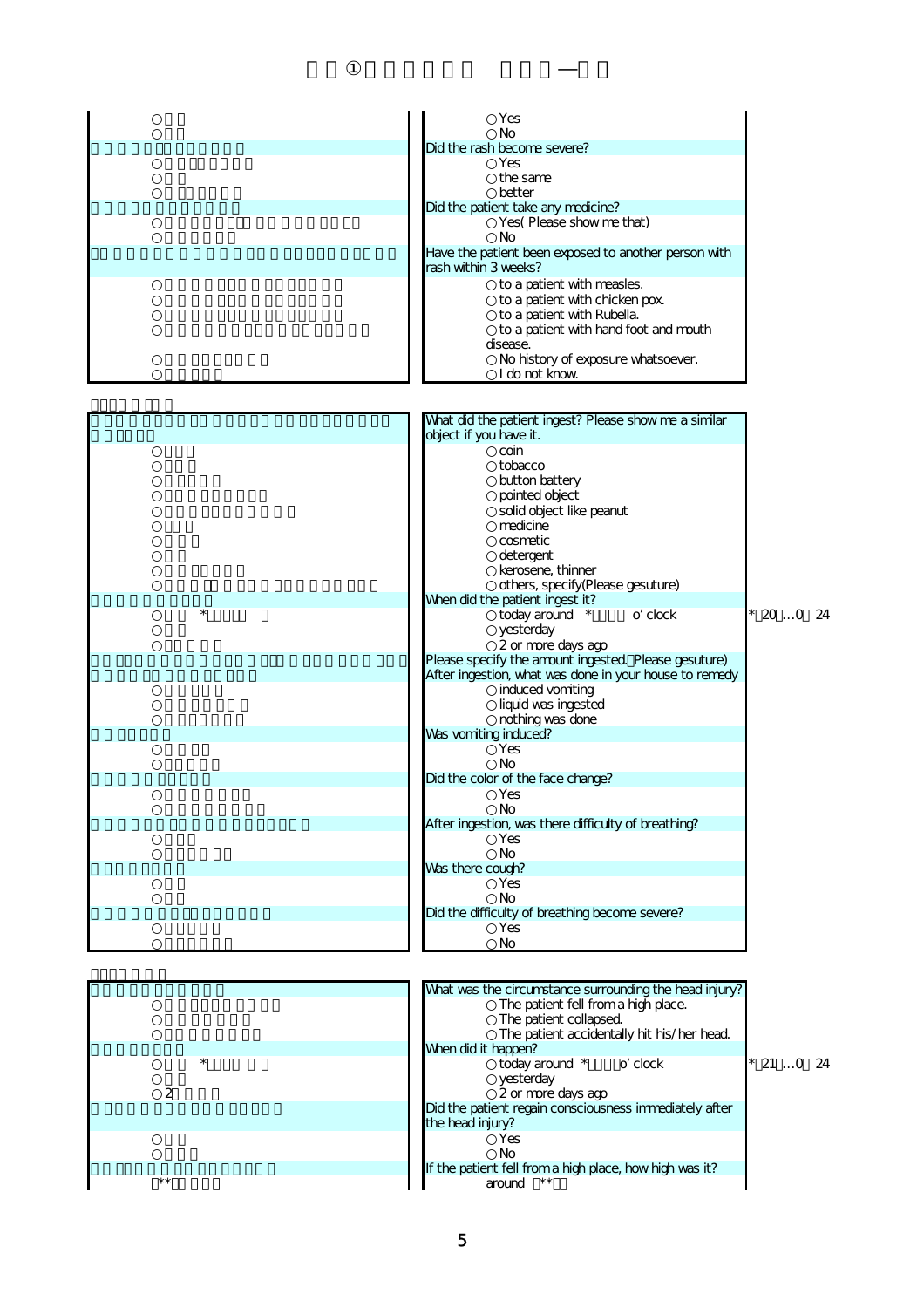| | |
|---|---|
| ○ | ○ Yes |
| ○ | ○ No |
| | Did the rash become severe? |
| ○ | ○ Yes |
| ○ | ○ the same |
| ○ | ○ better |
| | Did the patient take any medicine? |
| ○ | ○ Yes( Please show me that) |
| ○ | ○ No |
| | Have the patient been exposed to another person with rash within 3 weeks? |
| ○ | ○ to a patient with measles. |
| ○ | ○ to a patient with chicken pox. |
| ○ | ○ to a patient with Rubella. |
| ○ | ○ to a patient with hand foot and mouth disease. |
| ○ | ○ No history of exposure whatsoever. |
| ○ | ○ I do not know. |

| | | |
|---|---|---|
| | What did the patient ingest? Please show me a similar object if you have it. | |
| ○ | ○ coin | |
| ○ | ○ tobacco | |
| ○ | ○ button battery | |
| ○ | ○ pointed object | |
| ○ | ○ solid object like peanut | |
| ○ | ○ medicine | |
| ○ | ○ cosmetic | |
| ○ | ○ detergent | |
| ○ | ○ kerosene, thinner | |
| ○ | ○ others, specify(Please gesuture) | |
| | When did the patient ingest it? | |
| ○ * | ○ today around * o' clock | * 20…0 24 |
| ○ | ○ yesterday | |
| ○ | ○ 2 or more days ago | |
| | Please specify the amount ingested. Please gesuture) | |
| | After ingestion, what was done in your house to remedy | |
| ○ | ○ induced vomiting | |
| ○ | ○ liquid was ingested | |
| ○ | ○ nothing was done | |
| | Was vomiting induced? | |
| ○ | ○ Yes | |
| ○ | ○ No | |
| | Did the color of the face change? | |
| ○ | ○ Yes | |
| ○ | ○ No | |
| | After ingestion, was there difficulty of breathing? | |
| ○ | ○ Yes | |
| ○ | ○ No | |
| | Was there cough? | |
| ○ | ○ Yes | |
| ○ | ○ No | |
| | Did the difficulty of breathing become severe? | |
| ○ | ○ Yes | |
| ○ | ○ No | |

| | | |
|---|---|---|
| | What was the circumstance surrounding the head injury? | |
| ○ | ○ The patient fell from a high place. | |
| ○ | ○ The patient collapsed. | |
| ○ | ○ The patient accidentally hit his/her head. | |
| | When did it happen? | |
| ○ * | ○ today around * o' clock | * 21…0 24 |
| ○ | ○ yesterday | |
| ○ 2 | ○ 2 or more days ago | |
| | Did the patient regain consciousness immediately after the head injury? | |
| ○ | ○ Yes | |
| ○ | ○ No | |
| | If the patient fell from a high place, how high was it? | |
| ** | around ** | |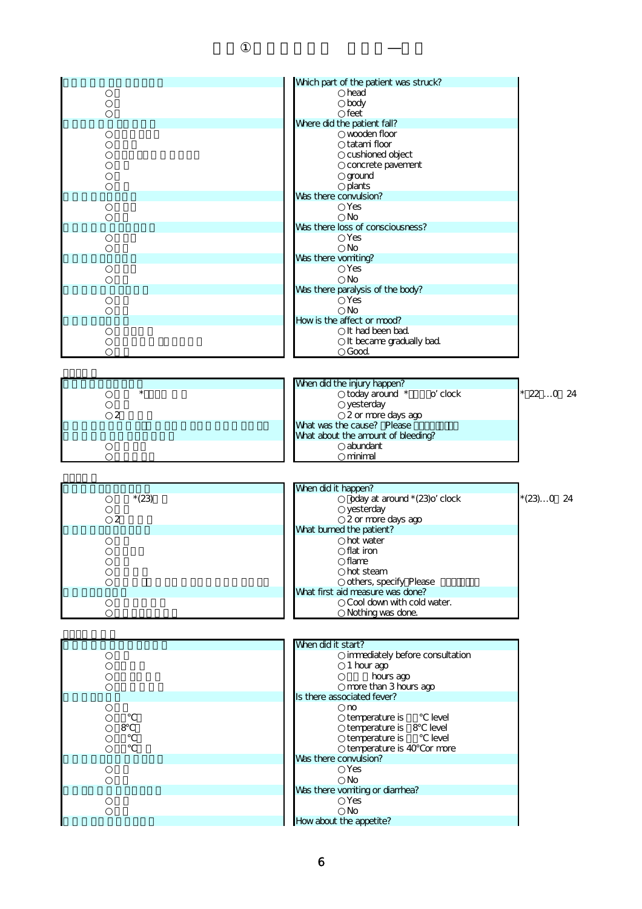# ①

| | Which part of the patient was struck? |
|---|---|
| ○ | ○ head |
| ○ | ○ body |
| ○ | ○ feet |
| | Where did the patient fall? |
| ○ | ○ wooden floor |
| ○ | ○ tatami floor |
| ○ | ○ cushioned object |
| ○ | ○ concrete pavement |
| ○ | ○ ground |
| ○ | ○ plants |
| | Was there convulsion? |
| ○ | ○ Yes |
| ○ | ○ No |
| | Was there loss of consciousness? |
| ○ | ○ Yes |
| ○ | ○ No |
| | Was there vomiting? |
| ○ | ○ Yes |
| ○ | ○ No |
| | Was there paralysis of the body? |
| ○ | ○ Yes |
| ○ | ○ No |
| | How is the affect or mood? |
| ○ | ○ It had been bad. |
| ○ | ○ It became gradually bad. |
| ○ | ○ Good. |

| | When did the injury happen? | |
|---|---|---|
| ○ * | ○ today around * o' clock | *22…0 24 |
| ○ | ○ yesterday | |
| ○ 2 | ○ 2 or more days ago | |
| | What was the cause? Please | |
| | What about the amount of bleeding? | |
| ○ | ○ abundant | |
| ○ | ○ minimal | |

| | When did it happen? | |
|---|---|---|
| ○ *(23) | ○ today at around *(23)o' clock | *(23)…0 24 |
| ○ | ○ yesterday | |
| ○ 2 | ○ 2 or more days ago | |
| | What burned the patient? | |
| ○ | ○ hot water | |
| ○ | ○ flat iron | |
| ○ | ○ flame | |
| ○ | ○ hot steam | |
| ○ | ○ others, specify Please | |
| | What first aid measure was done? | |
| ○ | ○ Cool down with cold water. | |
| ○ | ○ Nothing was done. | |

| | When did it start? |
|---|---|
| ○ | ○ immediately before consultation |
| ○ | ○ 1 hour ago |
| ○ | ○ hours ago |
| ○ | ○ more than 3 hours ago |
| | Is there associated fever? |
| ○ | ○ no |
| ○ ℃ | ○ temperature is ℃ level |
| ○ 8℃ | ○ temperature is 8℃ level |
| ○ ℃ | ○ temperature is ℃ level |
| ○ ℃ | ○ temperature is 40℃ or more |
| | Was there convulsion? |
| ○ | ○ Yes |
| ○ | ○ No |
| | Was there vomiting or diarrhea? |
| ○ | ○ Yes |
| ○ | ○ No |
| | How about the appetite? |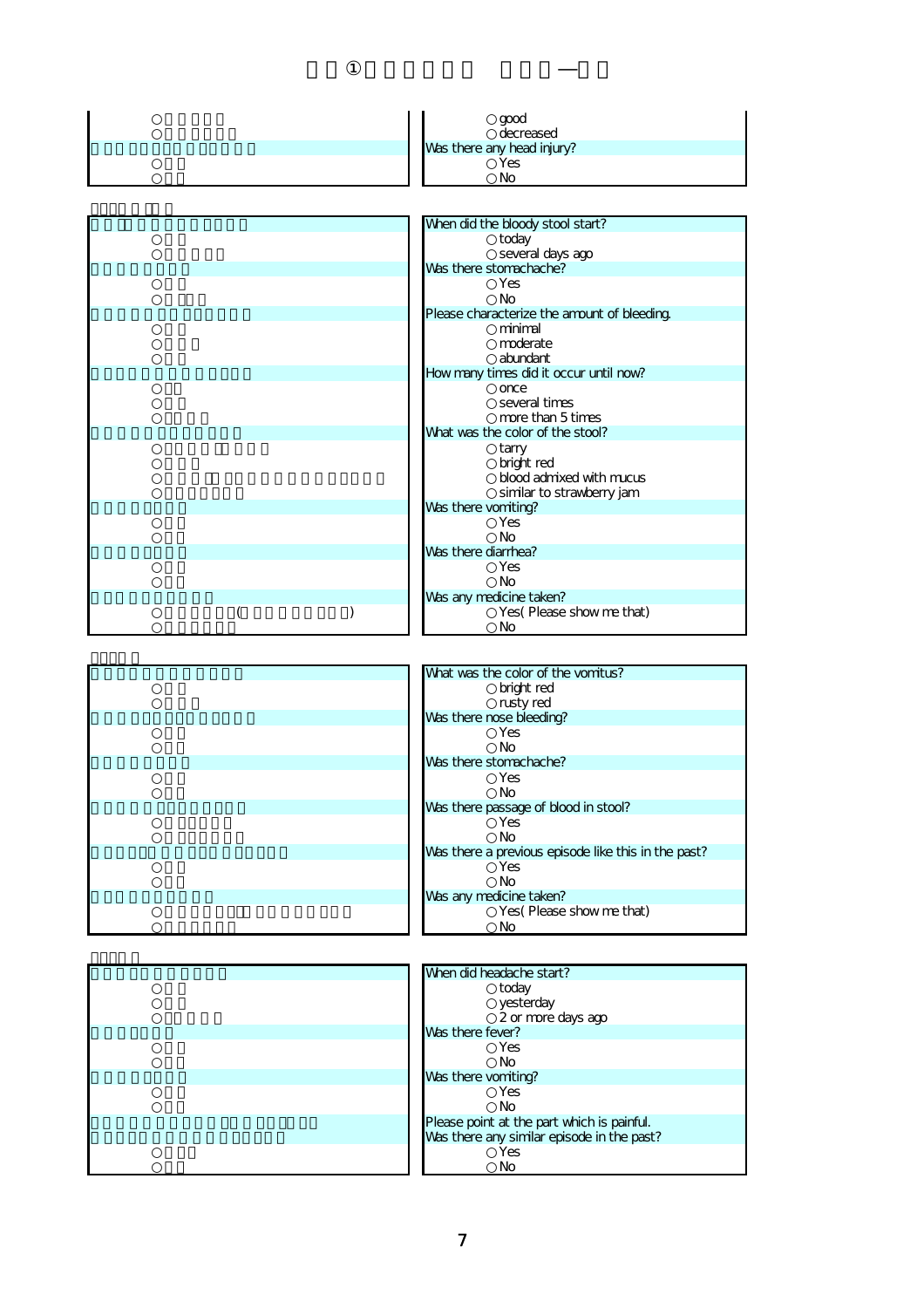| | |
|---|---|
| ○ | ○ good |
| ○ | ○ decreased |
| | Was there any head injury? |
| ○ | ○ Yes |
| ○ | ○ No |

| | |
|---|---|
| | When did the bloody stool start? |
| ○ | ○ today |
| ○ | ○ several days ago |
| | Was there stomachache? |
| ○ | ○ Yes |
| ○ | ○ No |
| | Please characterize the amount of bleeding. |
| ○ | ○ minimal |
| ○ | ○ moderate |
| ○ | ○ abundant |
| | How many times did it occur until now? |
| ○ | ○ once |
| ○ | ○ several times |
| ○ | ○ more than 5 times |
| | What was the color of the stool? |
| ○ | ○ tarry |
| ○ | ○ bright red |
| ○ | ○ blood admixed with mucus |
| ○ | ○ similar to strawberry jam |
| | Was there vomiting? |
| ○ | ○ Yes |
| ○ | ○ No |
| | Was there diarrhea? |
| ○ | ○ Yes |
| ○ | ○ No |
| | Was any medicine taken? |
| ○ ( ) | ○ Yes( Please show me that) |
| ○ | ○ No |

| | |
|---|---|
| | What was the color of the vomitus? |
| ○ | ○ bright red |
| ○ | ○ rusty red |
| | Was there nose bleeding? |
| ○ | ○ Yes |
| ○ | ○ No |
| | Was there stomachache? |
| ○ | ○ Yes |
| ○ | ○ No |
| | Was there passage of blood in stool? |
| ○ | ○ Yes |
| ○ | ○ No |
| | Was there a previous episode like this in the past? |
| ○ | ○ Yes |
| ○ | ○ No |
| | Was any medicine taken? |
| ○ | ○ Yes( Please show me that) |
| ○ | ○ No |

| | |
|---|---|
| | When did headache start? |
| ○ | ○ today |
| ○ | ○ yesterday |
| ○ | ○ 2 or more days ago |
| | Was there fever? |
| ○ | ○ Yes |
| ○ | ○ No |
| | Was there vomiting? |
| ○ | ○ Yes |
| ○ | ○ No |
| | Please point at the part which is painful. |
| | Was there any similar episode in the past? |
| ○ | ○ Yes |
| ○ | ○ No |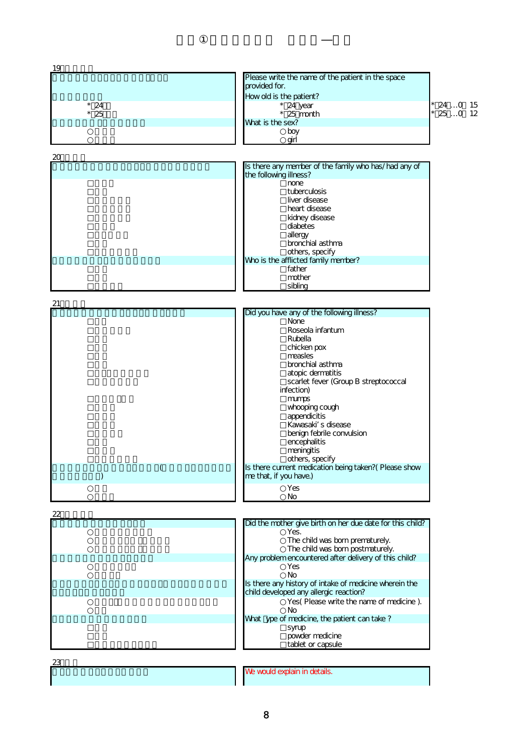19

| | |
|---|---|
| | Please write the name of the patient in the space provided for. |
| | How old is the patient? |
| *24 | *24 year |
| *25 | *25 month |
| | What is the sex? |
| ○ | ○ boy |
| ○ | ○ girl |

*24 …0 15
*25 …0 12

20

| | |
|---|---|
| | Is there any member of the family who has/had any of the following illness? |
| □ | □ none |
| □ | □ tuberculosis |
| □ | □ liver disease |
| □ | □ heart disease |
| □ | □ kidney disease |
| □ | □ diabetes |
| □ | □ allergy |
| □ | □ bronchial asthma |
| □ | □ others, specify |
| | Who is the afflicted family member? |
| □ | □ father |
| □ | □ mother |
| □ | □ sibling |

21

| | |
|---|---|
| | Did you have any of the following illness? |
| □ | □ None |
| □ | □ Roseola infantum |
| □ | □ Rubella |
| □ | □ chicken pox |
| □ | □ measles |
| □ | □ bronchial asthma |
| □ | □ atopic dermatitis |
| □ | □ scarlet fever (Group B streptococcal infection) |
| □ | □ mumps |
| □ | □ whooping cough |
| □ | □ appendicitis |
| □ | □ Kawasaki's disease |
| □ | □ benign febrile convulsion |
| □ | □ encephalitis |
| □ | □ meningitis |
| □ | □ others, specify |
| ( ) | Is there current medication being taken?( Please show me that, if you have.) |
| ○ | ○ Yes |
| ○ | ○ No |

22

| | |
|---|---|
| | Did the mother give birth on her due date for this child? |
| ○ | ○ Yes. |
| ○ | ○ The child was born prematurely. |
| ○ | ○ The child was born postmaturely. |
| | Any problem encountered after delivery of this child? |
| ○ | ○ Yes |
| ○ | ○ No |
| | Is there any history of intake of medicine wherein the child developed any allergic reaction? |
| ○ | ○ Yes( Please write the name of medicine ). |
| ○ | ○ No |
| | What type of medicine, the patient can take ? |
| □ | □ syrup |
| □ | □ powder medicine |
| □ | □ tablet or capsule |

23

| | |
|---|---|
| | We would explain in details. |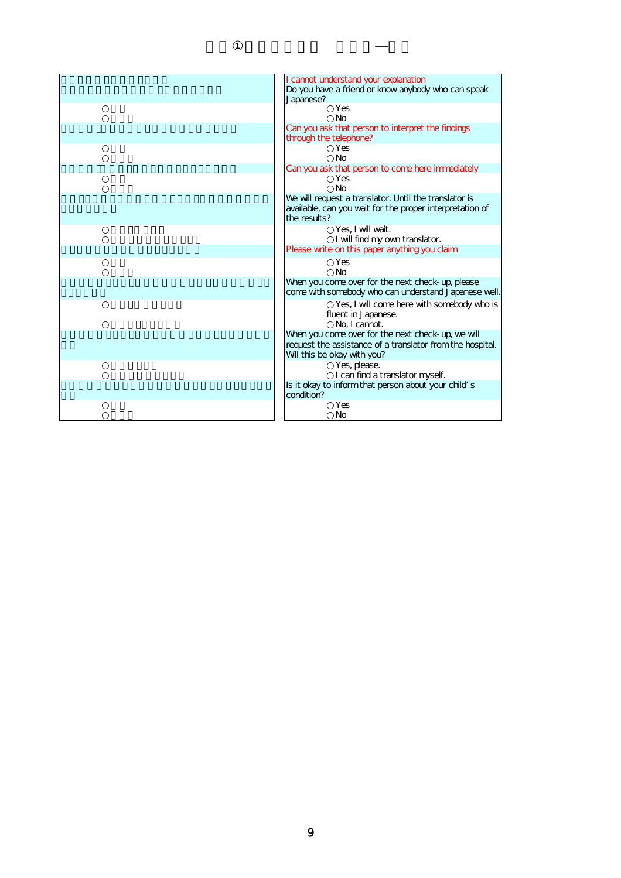I cannot understand your explanation

Do you have a friend or know anybody who can speak Japanese?

- ○Yes
- ○No

Can you ask that person to interpret the findings through the telephone?

- ○Yes
- ○No

Can you ask that person to come here immediately

- ○Yes
- ○No

We will request a translator. Until the translator is available, can you wait for the proper interpretation of the results?

- ○Yes, I will wait.
- ○I will find my own translator.

Please write on this paper anything you claim

- ○Yes
- ○No

When you come over for the next check-up, please come with somebody who can understand Japanese well.

- ○Yes, I will come here with somebody who is fluent in Japanese.
- ○No, I cannot.

When you come over for the next check-up, we will request the assistance of a translator from the hospital. Will this be okay with you?

- ○Yes, please.
- ○I can find a translator myself.

Is it okay to inform that person about your child's condition?

- ○Yes
- ○No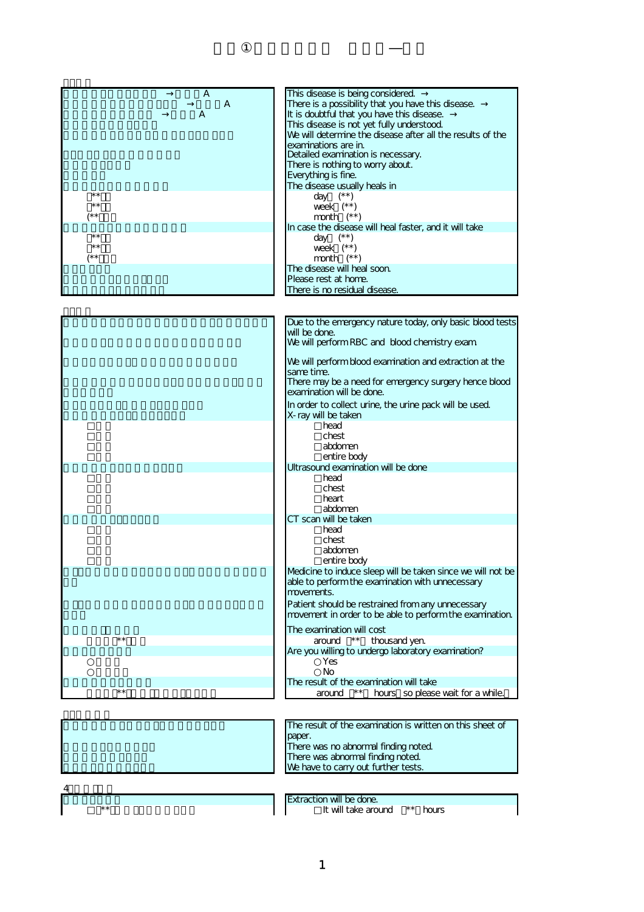| | |
|---|---|
| → A | This disease is being considered. → |
| → A | There is a possibility that you have this disease. → |
| → A | It is doubtful that you have this disease. → |
| | This disease is not yet fully understood. |
| | We will determine the disease after all the results of the examinations are in. |
| | Detailed examination is necessary. |
| | There is nothing to worry about. |
| | Everything is fine. |
| | The disease usually heals in |
| ** | day (**) |
| ** | week (**) |
| (** | month (**) |
| | In case the disease will heal faster, and it will take |
| ** | day (**) |
| ** | week (**) |
| (** | month (**) |
| | The disease will heal soon. |
| | Please rest at home. |
| | There is no residual disease. |

| | |
|---|---|
| | Due to the emergency nature today, only basic blood tests will be done. |
| | We will perform RBC and blood chemistry exam. |
| | We will perform blood examination and extraction at the same time. |
| | There may be a need for emergency surgery hence blood examination will be done. |
| | In order to collect urine, the urine pack will be used. |
| | X-ray will be taken |
| □ | □head |
| □ | □chest |
| □ | □abdomen |
| □ | □entire body |
| | Ultrasound examination will be done |
| □ | □head |
| □ | □chest |
| □ | □heart |
| □ | □abdomen |
| | CT scan will be taken |
| □ | □head |
| □ | □chest |
| □ | □abdomen |
| □ | □entire body |
| | Medicine to induce sleep will be taken since we will not be able to perform the examination with unnecessary movements. |
| | Patient should be restrained from any unnecessary movement in order to be able to perform the examination. |
| | The examination will cost |
| ** | around ** thousand yen. |
| | Are you willing to undergo laboratory examination? |
| ○ | ○Yes |
| ○ | ○No |
| | The result of the examination will take |
| ** | around ** hours so please wait for a while. |

| | |
|---|---|
| | The result of the examination is written on this sheet of paper. |
| | There was no abnormal finding noted. |
| | There was abnormal finding noted. |
| | We have to carry out further tests. |

4

| | |
|---|---|
| | Extraction will be done. |
| □** | □It will take around ** hours |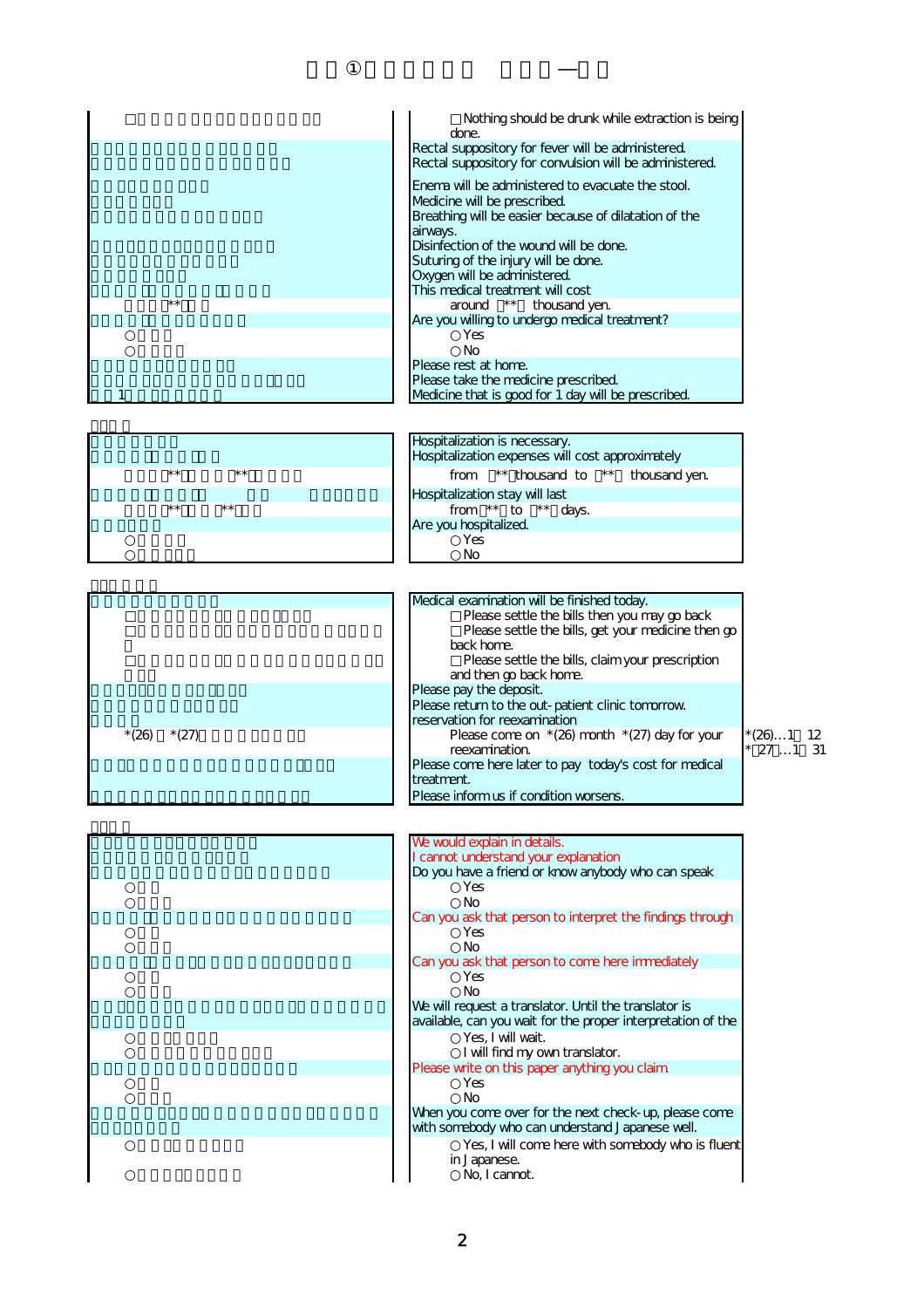□Nothing should be drunk while extraction is being done.
Rectal suppository for fever will be administered.
Rectal suppository for convulsion will be administered.
Enema will be administered to evacuate the stool.
Medicine will be prescribed.
Breathing will be easier because of dilatation of the airways.
Disinfection of the wound will be done.
Suturing of the injury will be done.
Oxygen will be administered.
This medical treatment will cost
around ** thousand yen.
Are you willing to undergo medical treatment?
○Yes
○No
Please rest at home.
Please take the medicine prescribed.
Medicine that is good for 1 day will be prescribed.

---

Hospitalization is necessary.
Hospitalization expenses will cost approximately
from ** thousand to ** thousand yen.
Hospitalization stay will last
from ** to ** days.
Are you hospitalized.
○Yes
○No

---

Medical examination will be finished today.
□Please settle the bills then you may go back
□Please settle the bills, get your medicine then go back home.
□Please settle the bills, claim your prescription and then go back home.
Please pay the deposit.
Please return to the out-patient clinic tomorrow.
reservation for reexamination
Please come on *(26) month *(27) day for your reexamination.
*(26)…1 12
*27…1 31
Please come here later to pay today's cost for medical treatment.
Please inform us if condition worsens.

---

We would explain in details.
I cannot understand your explanation
Do you have a friend or know anybody who can speak
○Yes
○No
Can you ask that person to interpret the findings through
○Yes
○No
Can you ask that person to come here immediately
○Yes
○No
We will request a translator. Until the translator is available, can you wait for the proper interpretation of the
○Yes, I will wait.
○I will find my own translator.
Please write on this paper anything you claim
○Yes
○No
When you come over for the next check-up, please come with somebody who can understand Japanese well.
○Yes, I will come here with somebody who is fluent in Japanese.
○No, I cannot.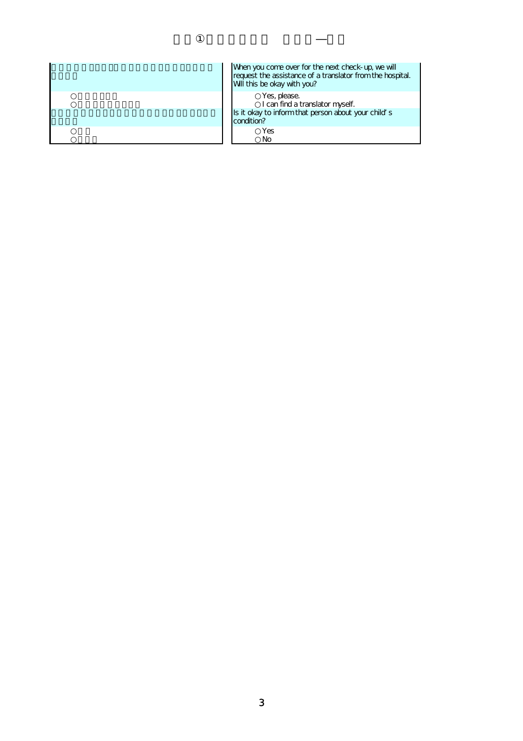When you come over for the next check-up, we will request the assistance of a translator from the hospital. Will this be okay with you?

○Yes, please.
○I can find a translator myself.

Is it okay to inform that person about your child's condition?

○Yes
○No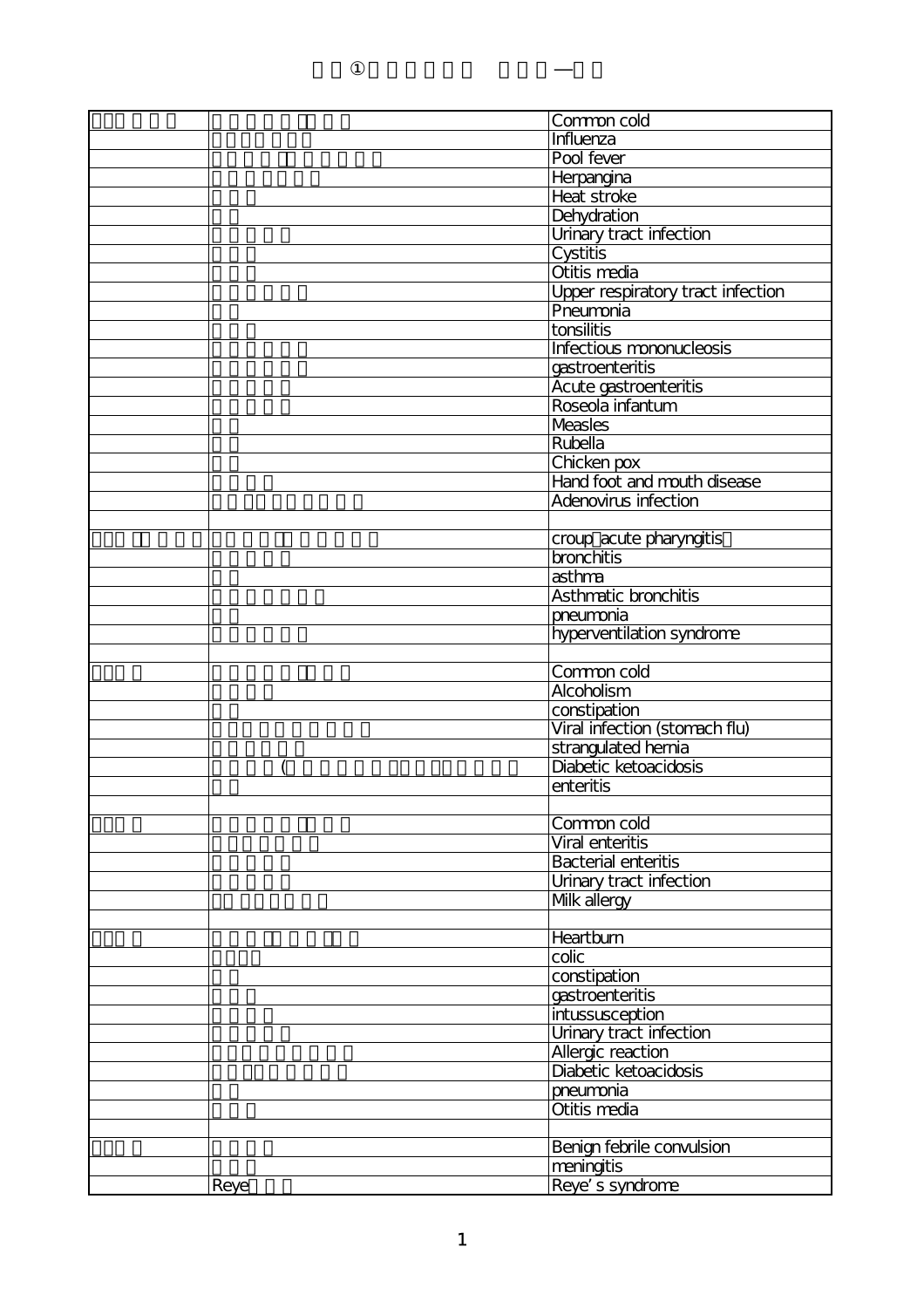| | | Common cold |
|---|---|---|
| | | Influenza |
| | | Pool fever |
| | | Herpangina |
| | | Heat stroke |
| | | Dehydration |
| | | Urinary tract infection |
| | | Cystitis |
| | | Otitis media |
| | | Upper respiratory tract infection |
| | | Pneumonia |
| | | tonsilitis |
| | | Infectious mononucleosis |
| | | gastroenteritis |
| | | Acute gastroenteritis |
| | | Roseola infantum |
| | | Measles |
| | | Rubella |
| | | Chicken pox |
| | | Hand foot and mouth disease |
| | | Adenovirus infection |
| | | |
| | | croup acute pharyngitis |
| | | bronchitis |
| | | asthma |
| | | Asthmatic bronchitis |
| | | pneumonia |
| | | hyperventilation syndrome |
| | | |
| | | Common cold |
| | | Alcoholism |
| | | constipation |
| | | Viral infection (stomach flu) |
| | | strangulated hernia |
| | ( | Diabetic ketoacidosis |
| | | enteritis |
| | | |
| | | Common cold |
| | | Viral enteritis |
| | | Bacterial enteritis |
| | | Urinary tract infection |
| | | Milk allergy |
| | | |
| | | Heartburn |
| | | colic |
| | | constipation |
| | | gastroenteritis |
| | | intussusception |
| | | Urinary tract infection |
| | | Allergic reaction |
| | | Diabetic ketoacidosis |
| | | pneumonia |
| | | Otitis media |
| | | |
| | | Benign febrile convulsion |
| | | meningitis |
| | Reye | Reye's syndrome |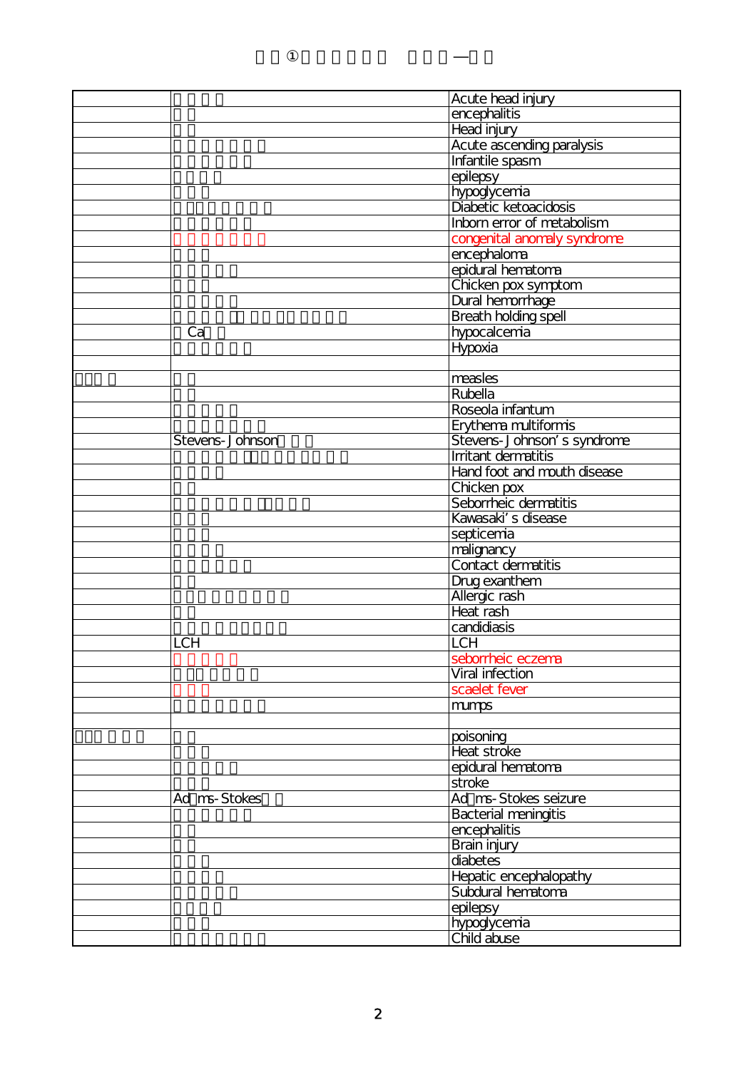| | | |
|---|---|---|
| | | Acute head injury |
| | | encephalitis |
| | | Head injury |
| | | Acute ascending paralysis |
| | | Infantile spasm |
| | | epilepsy |
| | | hypoglycemia |
| | | Diabetic ketoacidosis |
| | | Inborn error of metabolism |
| | | congenital anomaly syndrome |
| | | encephaloma |
| | | epidural hematoma |
| | | Chicken pox symptom |
| | | Dural hemorrhage |
| | | Breath holding spell |
| | Ca | hypocalcemia |
| | | Hypoxia |
| | | |
| | | measles |
| | | Rubella |
| | | Roseola infantum |
| | | Erythema multiformis |
| | Stevens-Johnson | Stevens-Johnson's syndrome |
| | | Irritant dermatitis |
| | | Hand foot and mouth disease |
| | | Chicken pox |
| | | Seborrheic dermatitis |
| | | Kawasaki's disease |
| | | septicemia |
| | | malignancy |
| | | Contact dermatitis |
| | | Drug exanthem |
| | | Allergic rash |
| | | Heat rash |
| | | candidiasis |
| | LCH | LCH |
| | | seborrheic eczema |
| | | Viral infection |
| | | scaelet fever |
| | | mumps |
| | | |
| | | poisoning |
| | | Heat stroke |
| | | epidural hematoma |
| | | stroke |
| | Adams-Stokes | Adams-Stokes seizure |
| | | Bacterial meningitis |
| | | encephalitis |
| | | Brain injury |
| | | diabetes |
| | | Hepatic encephalopathy |
| | | Subdural hematoma |
| | | epilepsy |
| | | hypoglycemia |
| | | Child abuse |